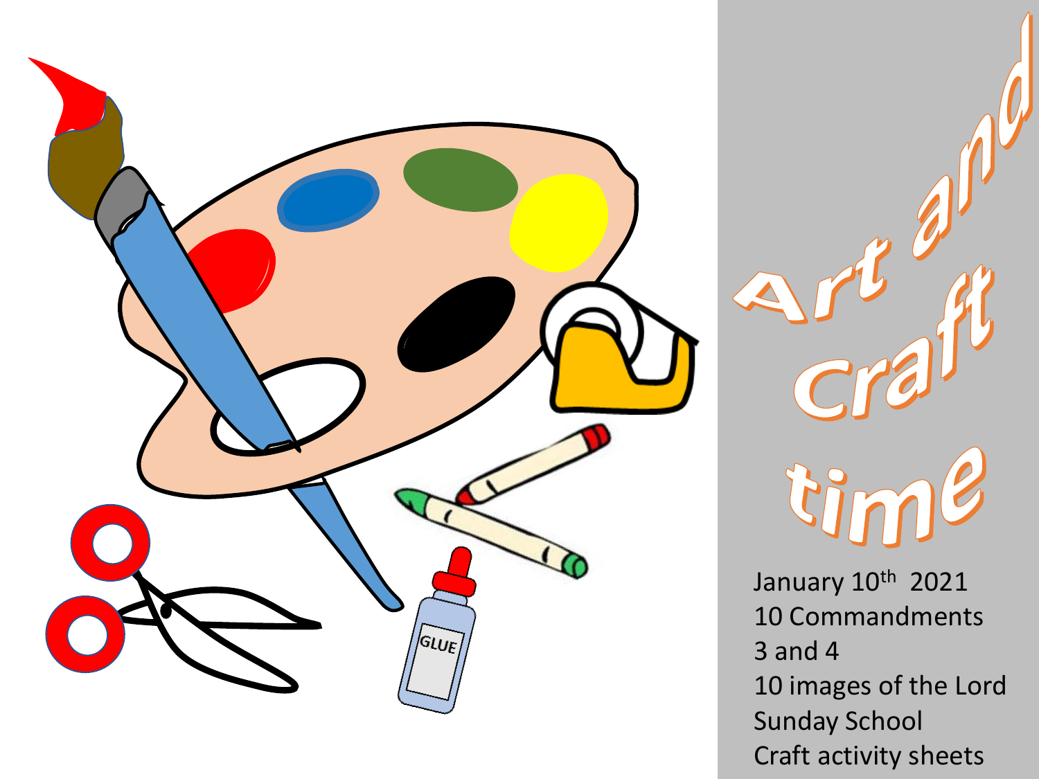# Art and Craft time

January 10th 2021
10 Commandments
3 and 4
10 images of the Lord
Sunday School
Craft activity sheets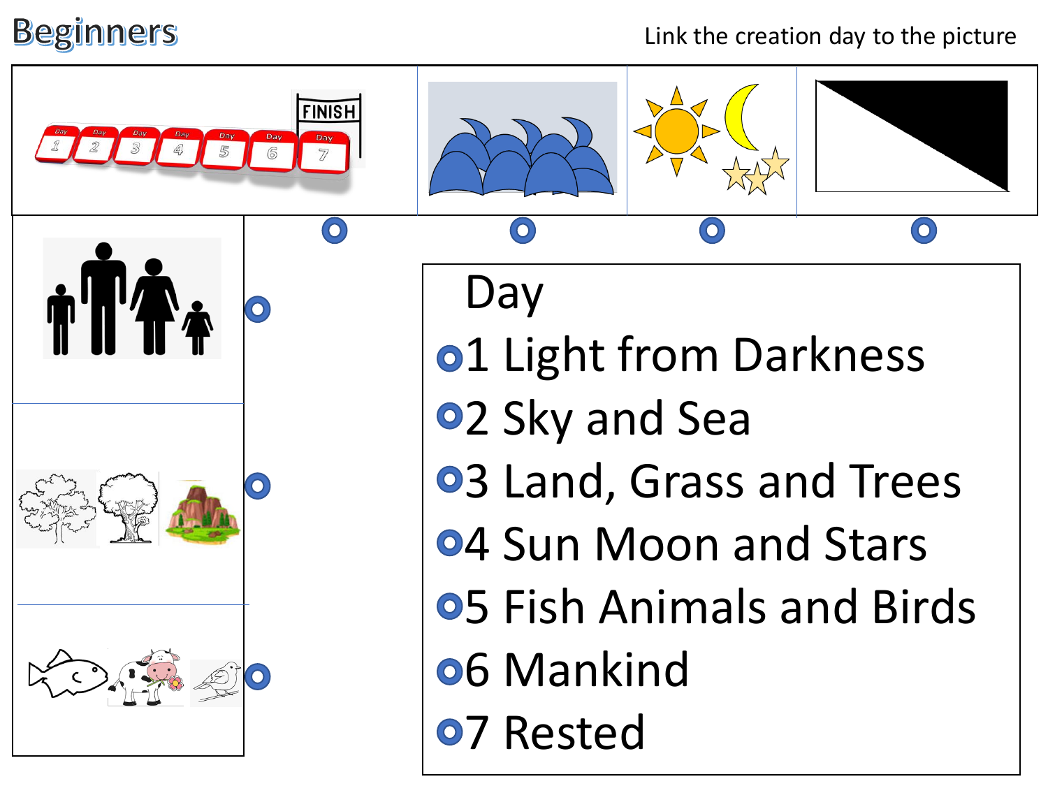# Beginners

Link the creation day to the picture

Day

- 1 Light from Darkness
- 2 Sky and Sea
- 3 Land, Grass and Trees
- 4 Sun Moon and Stars
- 5 Fish Animals and Birds
- 6 Mankind
- 7 Rested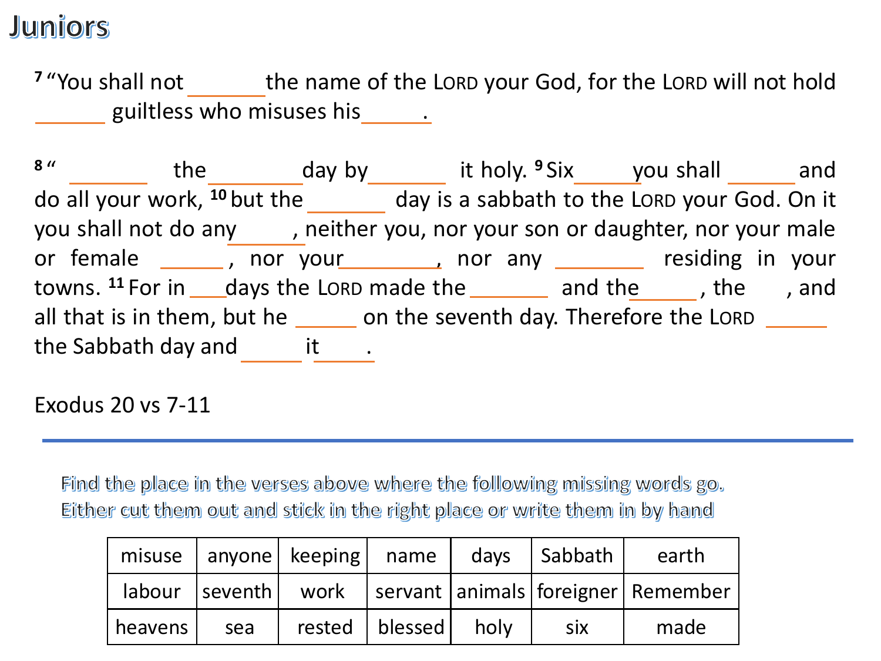# Juniors

[7] "You shall not ______ the name of the LORD your God, for the LORD will not hold ______ guiltless who misuses his ______.

[8] " ______ the ______ day by ______ it holy. [9] Six ______ you shall ______ and do all your work, [10] but the ______ day is a sabbath to the LORD your God. On it you shall not do any ______, neither you, nor your son or daughter, nor your male or female ______, nor your ______, nor any ______ residing in your towns. [11] For in ___ days the LORD made the ______ and the ______, the ______, and all that is in them, but he ______ on the seventh day. Therefore the LORD ______ the Sabbath day and ______ it ______.

Exodus 20 vs 7-11

---

Find the place in the verses above where the following missing words go.
Either cut them out and stick in the right place or write them in by hand

| misuse | anyone | keeping | name | days | Sabbath | earth |
|---|---|---|---|---|---|---|
| labour | seventh | work | servant | animals | foreigner | Remember |
| heavens | sea | rested | blessed | holy | six | made |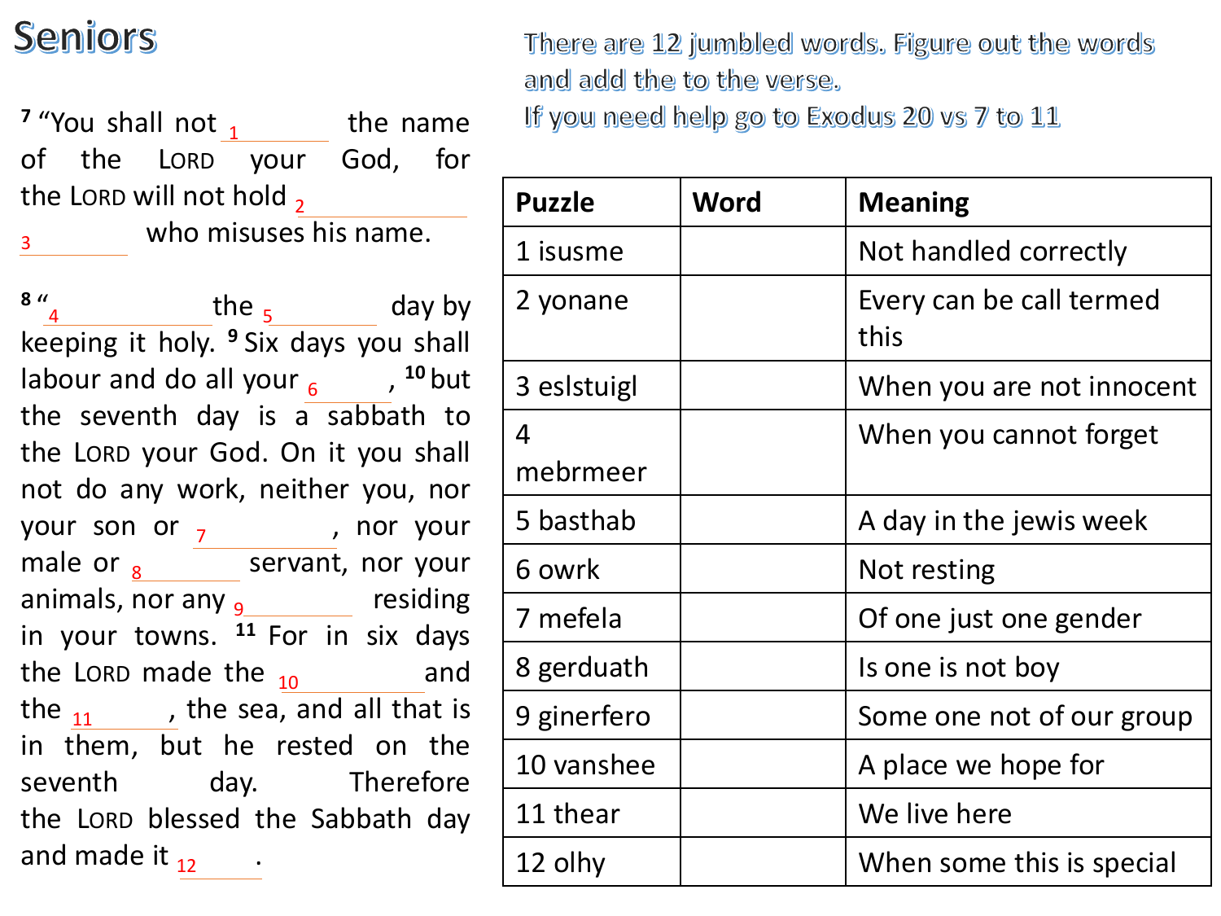# Seniors

There are 12 jumbled words. Figure out the words and add the to the verse.
If you need help go to Exodus 20 vs 7 to 11

**7** "You shall not 1\_\_\_\_\_\_\_\_ the name of the LORD your God, for the LORD will not hold 2\_\_\_\_\_\_\_\_\_\_\_\_ 3\_\_\_\_\_\_\_\_ who misuses his name.

**8** "4\_\_\_\_\_\_\_\_\_\_\_\_ the 5\_\_\_\_\_\_\_\_\_\_ day by keeping it holy. **9** Six days you shall labour and do all your 6\_\_\_\_\_\_\_, **10** but the seventh day is a sabbath to the LORD your God. On it you shall not do any work, neither you, nor your son or 7\_\_\_\_\_\_\_\_\_\_\_, nor your male or 8\_\_\_\_\_\_\_\_\_ servant, nor your animals, nor any 9\_\_\_\_\_\_\_\_\_\_ residing in your towns. **11** For in six days the LORD made the 10\_\_\_\_\_\_\_\_\_\_\_ and the 11\_\_\_\_\_\_\_\_, the sea, and all that is in them, but he rested on the seventh day. Therefore the LORD blessed the Sabbath day and made it 12\_\_\_\_\_\_.

| Puzzle | Word | Meaning |
|---|---|---|
| 1 isusme | | Not handled correctly |
| 2 yonane | | Every can be call termed this |
| 3 eslstuigl | | When you are not innocent |
| 4 mebrmeer | | When you cannot forget |
| 5 basthab | | A day in the jewis week |
| 6 owrk | | Not resting |
| 7 mefela | | Of one just one gender |
| 8 gerduath | | Is one is not boy |
| 9 ginerfero | | Some one not of our group |
| 10 vanshee | | A place we hope for |
| 11 thear | | We live here |
| 12 olhy | | When some this is special |